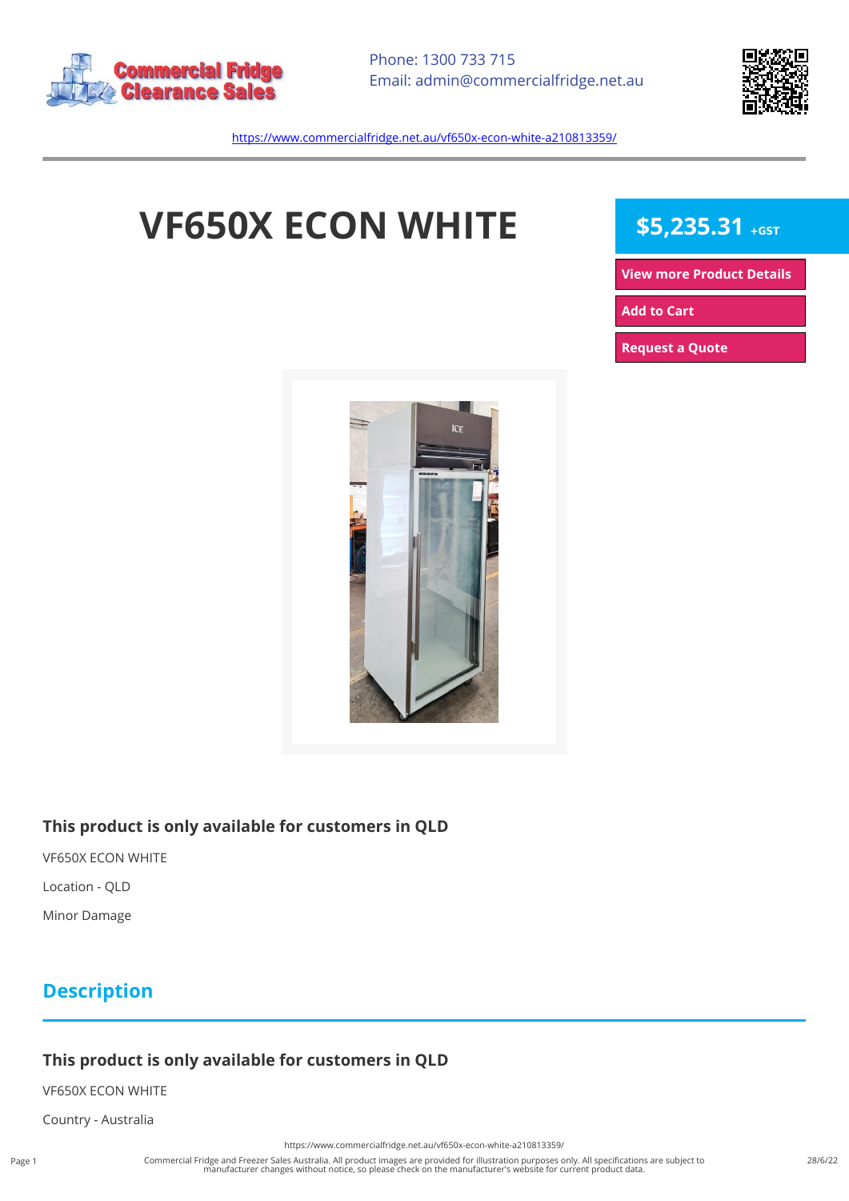Phone: 1300 733 715
Email: admin@commercialfridge.net.au

https://www.commercialfridge.net.au/vf650x-econ-white-a210813359/

# VF650X ECON WHITE

**$5,235.31** +GST

View more Product Details

Add to Cart

Request a Quote

### This product is only available for customers in QLD

VF650X ECON WHITE

Location - QLD

Minor Damage

## Description

### This product is only available for customers in QLD

VF650X ECON WHITE

Country - Australia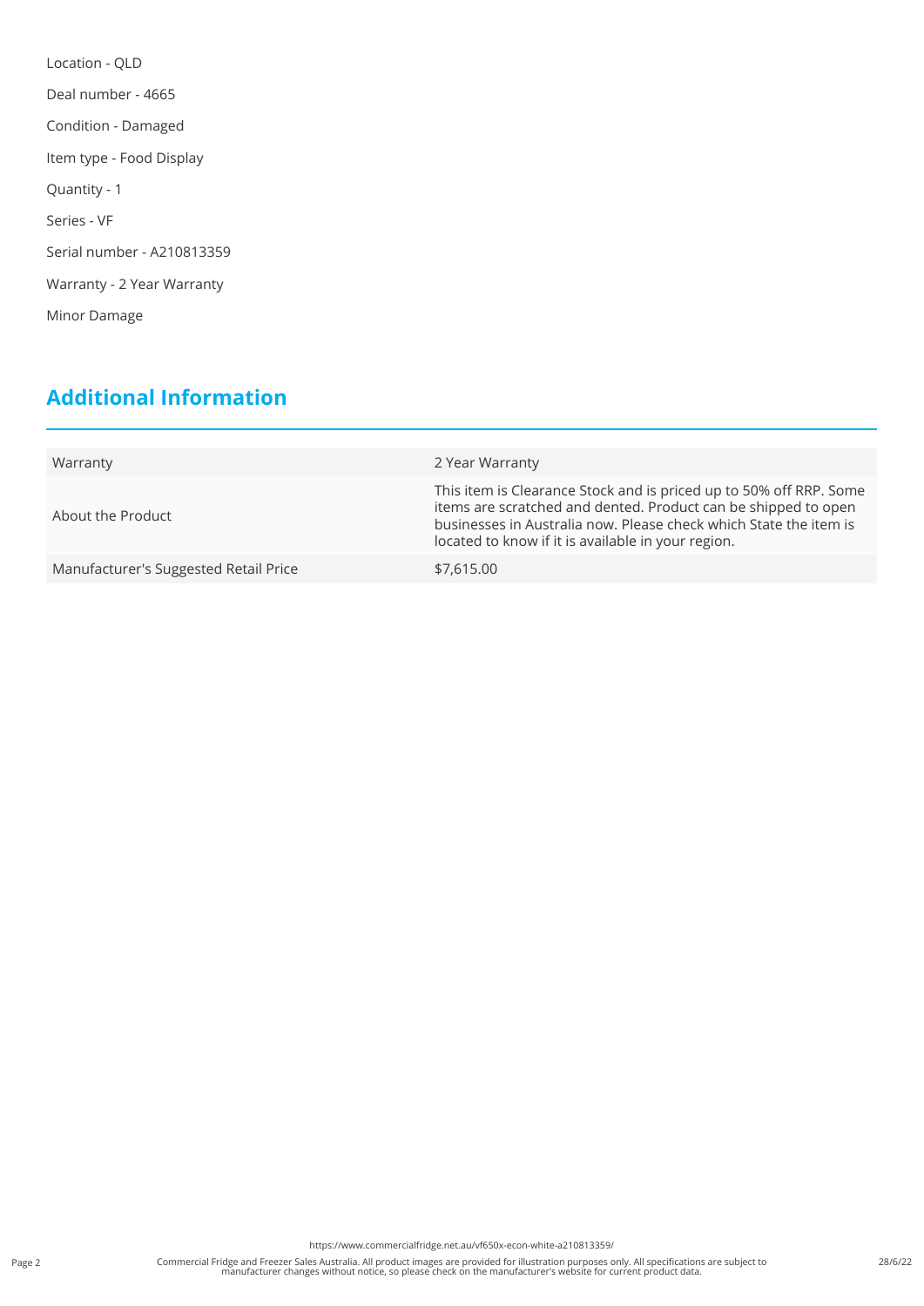Location - QLD

Deal number - 4665

Condition - Damaged

Item type - Food Display

Quantity - 1

Series - VF

Serial number - A210813359

Warranty - 2 Year Warranty

Minor Damage

## Additional Information

| | |
|---|---|
| Warranty | 2 Year Warranty |
| About the Product | This item is Clearance Stock and is priced up to 50% off RRP. Some items are scratched and dented. Product can be shipped to open businesses in Australia now. Please check which State the item is located to know if it is available in your region. |
| Manufacturer's Suggested Retail Price | $7,615.00 |